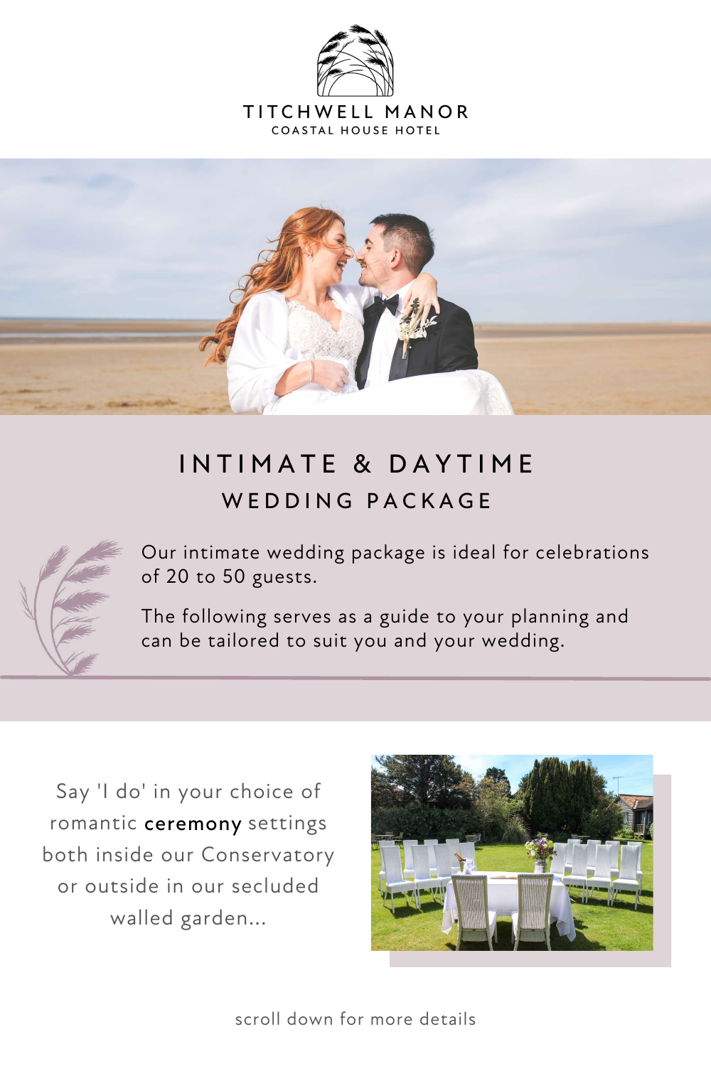# TITCHWELL MANOR

COASTAL HOUSE HOTEL

## INTIMATE & DAYTIME

### WEDDING PACKAGE

Our intimate wedding package is ideal for celebrations of 20 to 50 guests.

The following serves as a guide to your planning and can be tailored to suit you and your wedding.

Say 'I do' in your choice of romantic **ceremony** settings both inside our Conservatory or outside in our secluded walled garden...

scroll down for more details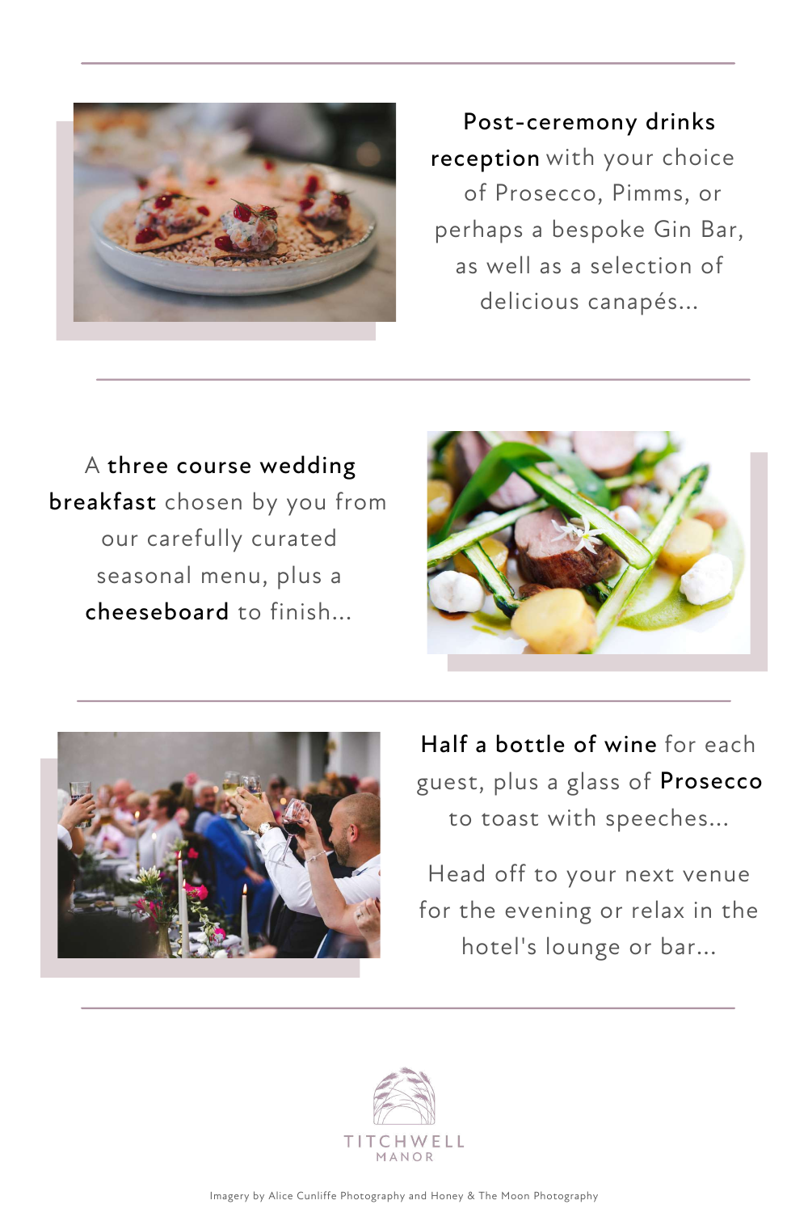**Post-ceremony drinks reception** with your choice of Prosecco, Pimms, or perhaps a bespoke Gin Bar, as well as a selection of delicious canapés...

---

A **three course wedding breakfast** chosen by you from our carefully curated seasonal menu, plus a **cheeseboard** to finish...

---

**Half a bottle of wine** for each guest, plus a glass of **Prosecco** to toast with speeches...

Head off to your next venue for the evening or relax in the hotel's lounge or bar...

---

TITCHWELL MANOR

Imagery by Alice Cunliffe Photography and Honey & The Moon Photography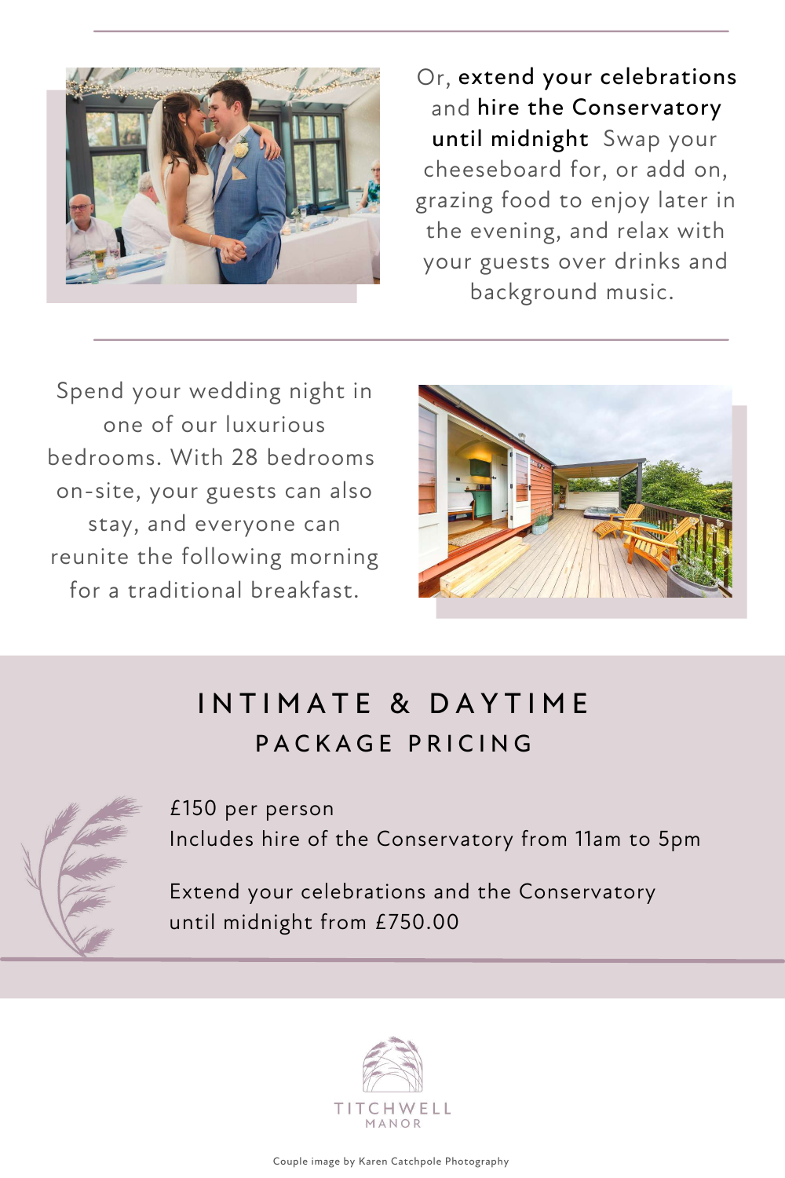Or, **extend your celebrations** and **hire the Conservatory until midnight** Swap your cheeseboard for, or add on, grazing food to enjoy later in the evening, and relax with your guests over drinks and background music.

Spend your wedding night in one of our luxurious bedrooms. With 28 bedrooms on-site, your guests can also stay, and everyone can reunite the following morning for a traditional breakfast.

## INTIMATE & DAYTIME

### PACKAGE PRICING

£150 per person
Includes hire of the Conservatory from 11am to 5pm

Extend your celebrations and the Conservatory until midnight from £750.00

TITCHWELL MANOR

Couple image by Karen Catchpole Photography